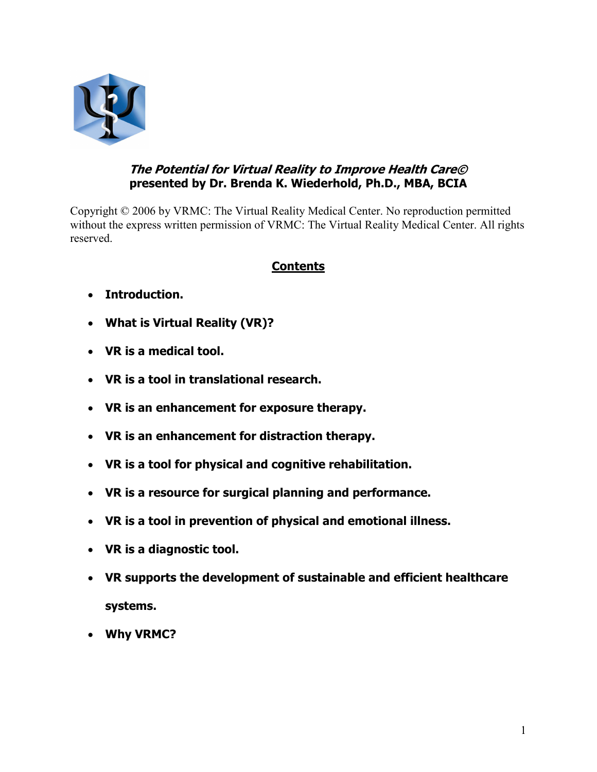***The Potential for Virtual Reality to Improve Health Care©***
**presented by Dr. Brenda K. Wiederhold, Ph.D., MBA, BCIA**

Copyright © 2006 by VRMC: The Virtual Reality Medical Center. No reproduction permitted without the express written permission of VRMC: The Virtual Reality Medical Center. All rights reserved.

## Contents

- **Introduction.**
- **What is Virtual Reality (VR)?**
- **VR is a medical tool.**
- **VR is a tool in translational research.**
- **VR is an enhancement for exposure therapy.**
- **VR is an enhancement for distraction therapy.**
- **VR is a tool for physical and cognitive rehabilitation.**
- **VR is a resource for surgical planning and performance.**
- **VR is a tool in prevention of physical and emotional illness.**
- **VR is a diagnostic tool.**
- **VR supports the development of sustainable and efficient healthcare systems.**
- **Why VRMC?**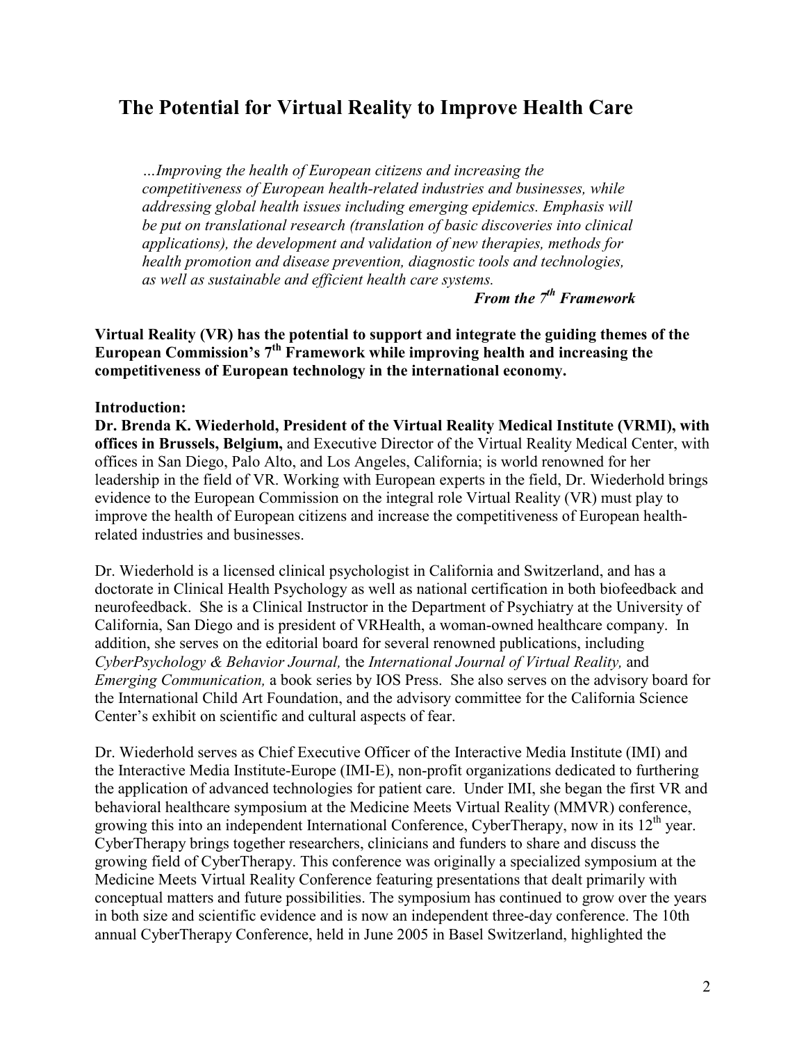# The Potential for Virtual Reality to Improve Health Care

> *…Improving the health of European citizens and increasing the competitiveness of European health-related industries and businesses, while addressing global health issues including emerging epidemics. Emphasis will be put on translational research (translation of basic discoveries into clinical applications), the development and validation of new therapies, methods for health promotion and disease prevention, diagnostic tools and technologies, as well as sustainable and efficient health care systems.*
>
> ***From the 7th Framework***

**Virtual Reality (VR) has the potential to support and integrate the guiding themes of the European Commission's 7th Framework while improving health and increasing the competitiveness of European technology in the international economy.**

**Introduction:**

**Dr. Brenda K. Wiederhold, President of the Virtual Reality Medical Institute (VRMI), with offices in Brussels, Belgium,** and Executive Director of the Virtual Reality Medical Center, with offices in San Diego, Palo Alto, and Los Angeles, California; is world renowned for her leadership in the field of VR. Working with European experts in the field, Dr. Wiederhold brings evidence to the European Commission on the integral role Virtual Reality (VR) must play to improve the health of European citizens and increase the competitiveness of European health-related industries and businesses.

Dr. Wiederhold is a licensed clinical psychologist in California and Switzerland, and has a doctorate in Clinical Health Psychology as well as national certification in both biofeedback and neurofeedback. She is a Clinical Instructor in the Department of Psychiatry at the University of California, San Diego and is president of VRHealth, a woman-owned healthcare company. In addition, she serves on the editorial board for several renowned publications, including *CyberPsychology & Behavior Journal,* the *International Journal of Virtual Reality,* and *Emerging Communication,* a book series by IOS Press. She also serves on the advisory board for the International Child Art Foundation, and the advisory committee for the California Science Center's exhibit on scientific and cultural aspects of fear.

Dr. Wiederhold serves as Chief Executive Officer of the Interactive Media Institute (IMI) and the Interactive Media Institute-Europe (IMI-E), non-profit organizations dedicated to furthering the application of advanced technologies for patient care. Under IMI, she began the first VR and behavioral healthcare symposium at the Medicine Meets Virtual Reality (MMVR) conference, growing this into an independent International Conference, CyberTherapy, now in its 12th year. CyberTherapy brings together researchers, clinicians and funders to share and discuss the growing field of CyberTherapy. This conference was originally a specialized symposium at the Medicine Meets Virtual Reality Conference featuring presentations that dealt primarily with conceptual matters and future possibilities. The symposium has continued to grow over the years in both size and scientific evidence and is now an independent three-day conference. The 10th annual CyberTherapy Conference, held in June 2005 in Basel Switzerland, highlighted the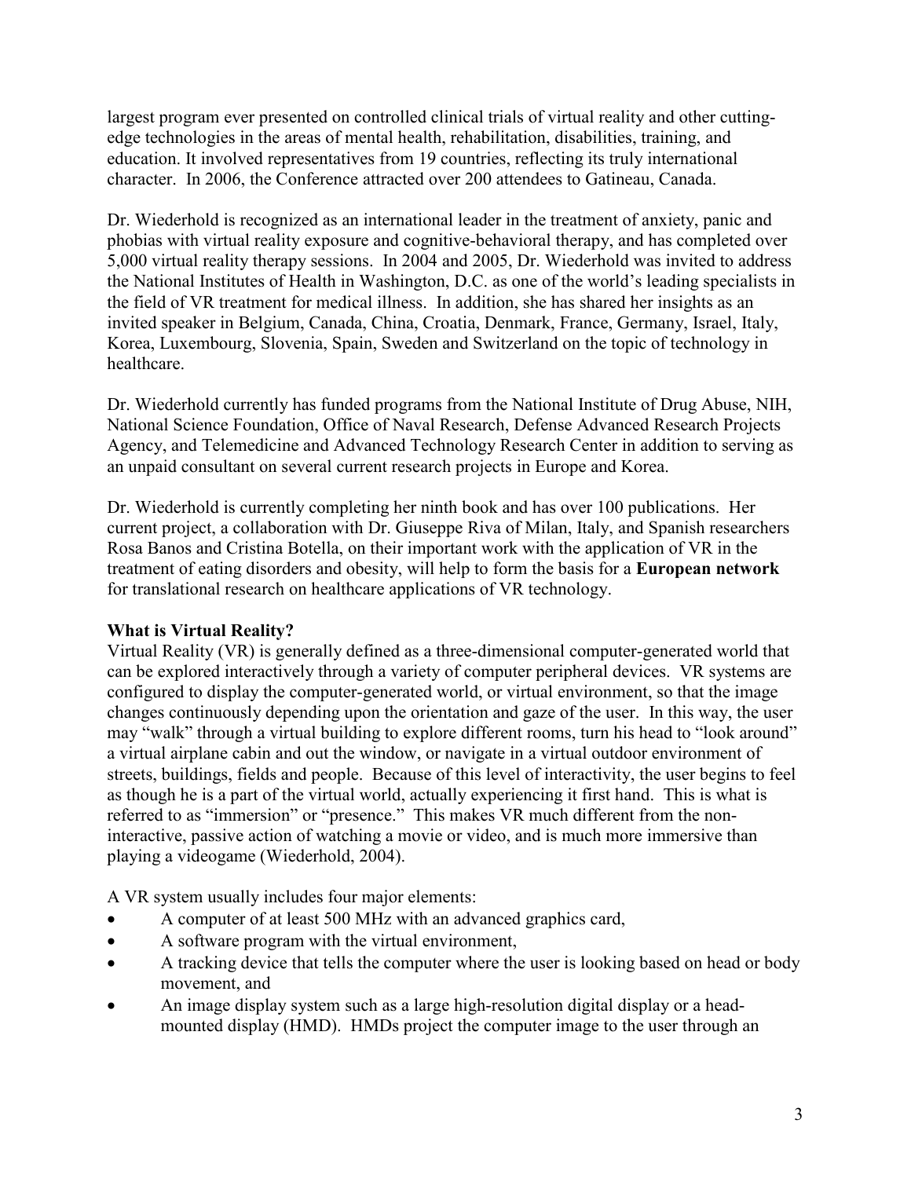largest program ever presented on controlled clinical trials of virtual reality and other cutting-edge technologies in the areas of mental health, rehabilitation, disabilities, training, and education. It involved representatives from 19 countries, reflecting its truly international character. In 2006, the Conference attracted over 200 attendees to Gatineau, Canada.

Dr. Wiederhold is recognized as an international leader in the treatment of anxiety, panic and phobias with virtual reality exposure and cognitive-behavioral therapy, and has completed over 5,000 virtual reality therapy sessions. In 2004 and 2005, Dr. Wiederhold was invited to address the National Institutes of Health in Washington, D.C. as one of the world's leading specialists in the field of VR treatment for medical illness. In addition, she has shared her insights as an invited speaker in Belgium, Canada, China, Croatia, Denmark, France, Germany, Israel, Italy, Korea, Luxembourg, Slovenia, Spain, Sweden and Switzerland on the topic of technology in healthcare.

Dr. Wiederhold currently has funded programs from the National Institute of Drug Abuse, NIH, National Science Foundation, Office of Naval Research, Defense Advanced Research Projects Agency, and Telemedicine and Advanced Technology Research Center in addition to serving as an unpaid consultant on several current research projects in Europe and Korea.

Dr. Wiederhold is currently completing her ninth book and has over 100 publications. Her current project, a collaboration with Dr. Giuseppe Riva of Milan, Italy, and Spanish researchers Rosa Banos and Cristina Botella, on their important work with the application of VR in the treatment of eating disorders and obesity, will help to form the basis for a **European network** for translational research on healthcare applications of VR technology.

**What is Virtual Reality?**

Virtual Reality (VR) is generally defined as a three-dimensional computer-generated world that can be explored interactively through a variety of computer peripheral devices. VR systems are configured to display the computer-generated world, or virtual environment, so that the image changes continuously depending upon the orientation and gaze of the user. In this way, the user may "walk" through a virtual building to explore different rooms, turn his head to "look around" a virtual airplane cabin and out the window, or navigate in a virtual outdoor environment of streets, buildings, fields and people. Because of this level of interactivity, the user begins to feel as though he is a part of the virtual world, actually experiencing it first hand. This is what is referred to as "immersion" or "presence." This makes VR much different from the non-interactive, passive action of watching a movie or video, and is much more immersive than playing a videogame (Wiederhold, 2004).

A VR system usually includes four major elements:

- A computer of at least 500 MHz with an advanced graphics card,
- A software program with the virtual environment,
- A tracking device that tells the computer where the user is looking based on head or body movement, and
- An image display system such as a large high-resolution digital display or a head-mounted display (HMD). HMDs project the computer image to the user through an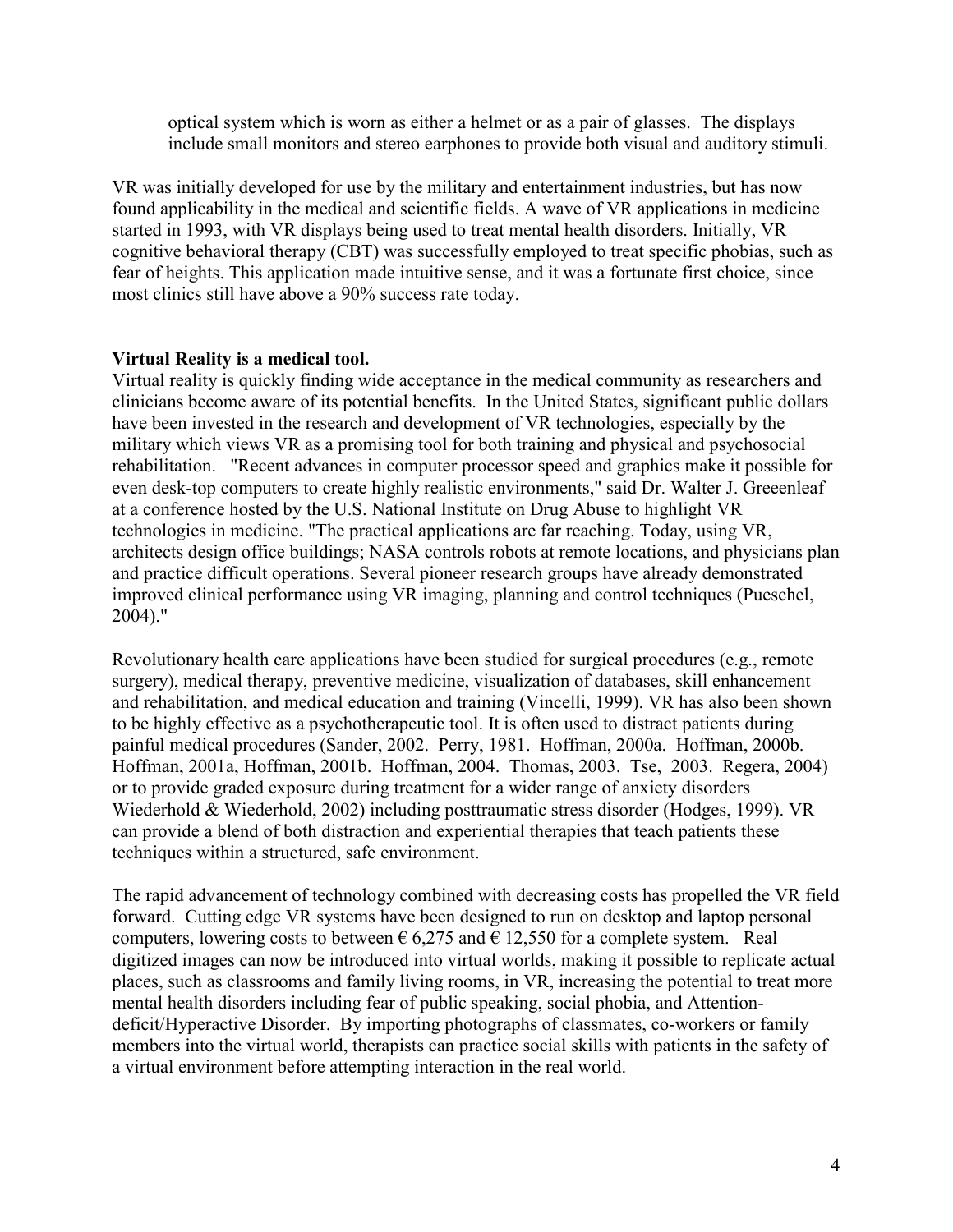optical system which is worn as either a helmet or as a pair of glasses. The displays include small monitors and stereo earphones to provide both visual and auditory stimuli.

VR was initially developed for use by the military and entertainment industries, but has now found applicability in the medical and scientific fields. A wave of VR applications in medicine started in 1993, with VR displays being used to treat mental health disorders. Initially, VR cognitive behavioral therapy (CBT) was successfully employed to treat specific phobias, such as fear of heights. This application made intuitive sense, and it was a fortunate first choice, since most clinics still have above a 90% success rate today.

**Virtual Reality is a medical tool.**

Virtual reality is quickly finding wide acceptance in the medical community as researchers and clinicians become aware of its potential benefits. In the United States, significant public dollars have been invested in the research and development of VR technologies, especially by the military which views VR as a promising tool for both training and physical and psychosocial rehabilitation. "Recent advances in computer processor speed and graphics make it possible for even desk-top computers to create highly realistic environments," said Dr. Walter J. Greeenleaf at a conference hosted by the U.S. National Institute on Drug Abuse to highlight VR technologies in medicine. "The practical applications are far reaching. Today, using VR, architects design office buildings; NASA controls robots at remote locations, and physicians plan and practice difficult operations. Several pioneer research groups have already demonstrated improved clinical performance using VR imaging, planning and control techniques (Pueschel, 2004)."

Revolutionary health care applications have been studied for surgical procedures (e.g., remote surgery), medical therapy, preventive medicine, visualization of databases, skill enhancement and rehabilitation, and medical education and training (Vincelli, 1999). VR has also been shown to be highly effective as a psychotherapeutic tool. It is often used to distract patients during painful medical procedures (Sander, 2002. Perry, 1981. Hoffman, 2000a. Hoffman, 2000b. Hoffman, 2001a, Hoffman, 2001b. Hoffman, 2004. Thomas, 2003. Tse, 2003. Regera, 2004) or to provide graded exposure during treatment for a wider range of anxiety disorders Wiederhold & Wiederhold, 2002) including posttraumatic stress disorder (Hodges, 1999). VR can provide a blend of both distraction and experiential therapies that teach patients these techniques within a structured, safe environment.

The rapid advancement of technology combined with decreasing costs has propelled the VR field forward. Cutting edge VR systems have been designed to run on desktop and laptop personal computers, lowering costs to between € 6,275 and € 12,550 for a complete system. Real digitized images can now be introduced into virtual worlds, making it possible to replicate actual places, such as classrooms and family living rooms, in VR, increasing the potential to treat more mental health disorders including fear of public speaking, social phobia, and Attention-deficit/Hyperactive Disorder. By importing photographs of classmates, co-workers or family members into the virtual world, therapists can practice social skills with patients in the safety of a virtual environment before attempting interaction in the real world.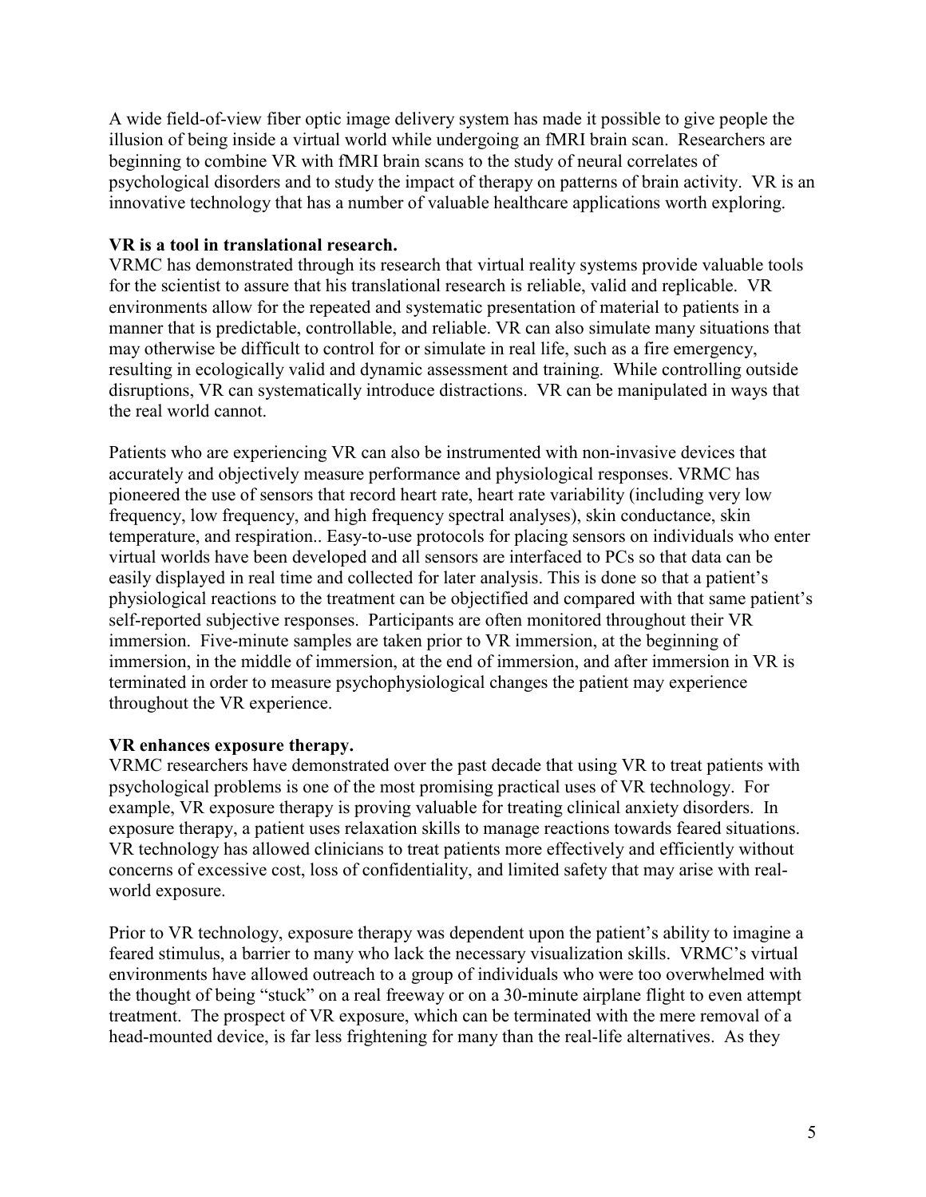A wide field-of-view fiber optic image delivery system has made it possible to give people the illusion of being inside a virtual world while undergoing an fMRI brain scan. Researchers are beginning to combine VR with fMRI brain scans to the study of neural correlates of psychological disorders and to study the impact of therapy on patterns of brain activity. VR is an innovative technology that has a number of valuable healthcare applications worth exploring.

**VR is a tool in translational research.**

VRMC has demonstrated through its research that virtual reality systems provide valuable tools for the scientist to assure that his translational research is reliable, valid and replicable. VR environments allow for the repeated and systematic presentation of material to patients in a manner that is predictable, controllable, and reliable. VR can also simulate many situations that may otherwise be difficult to control for or simulate in real life, such as a fire emergency, resulting in ecologically valid and dynamic assessment and training. While controlling outside disruptions, VR can systematically introduce distractions. VR can be manipulated in ways that the real world cannot.

Patients who are experiencing VR can also be instrumented with non-invasive devices that accurately and objectively measure performance and physiological responses. VRMC has pioneered the use of sensors that record heart rate, heart rate variability (including very low frequency, low frequency, and high frequency spectral analyses), skin conductance, skin temperature, and respiration.. Easy-to-use protocols for placing sensors on individuals who enter virtual worlds have been developed and all sensors are interfaced to PCs so that data can be easily displayed in real time and collected for later analysis. This is done so that a patient's physiological reactions to the treatment can be objectified and compared with that same patient's self-reported subjective responses. Participants are often monitored throughout their VR immersion. Five-minute samples are taken prior to VR immersion, at the beginning of immersion, in the middle of immersion, at the end of immersion, and after immersion in VR is terminated in order to measure psychophysiological changes the patient may experience throughout the VR experience.

**VR enhances exposure therapy.**

VRMC researchers have demonstrated over the past decade that using VR to treat patients with psychological problems is one of the most promising practical uses of VR technology. For example, VR exposure therapy is proving valuable for treating clinical anxiety disorders. In exposure therapy, a patient uses relaxation skills to manage reactions towards feared situations. VR technology has allowed clinicians to treat patients more effectively and efficiently without concerns of excessive cost, loss of confidentiality, and limited safety that may arise with real-world exposure.

Prior to VR technology, exposure therapy was dependent upon the patient's ability to imagine a feared stimulus, a barrier to many who lack the necessary visualization skills. VRMC's virtual environments have allowed outreach to a group of individuals who were too overwhelmed with the thought of being "stuck" on a real freeway or on a 30-minute airplane flight to even attempt treatment. The prospect of VR exposure, which can be terminated with the mere removal of a head-mounted device, is far less frightening for many than the real-life alternatives. As they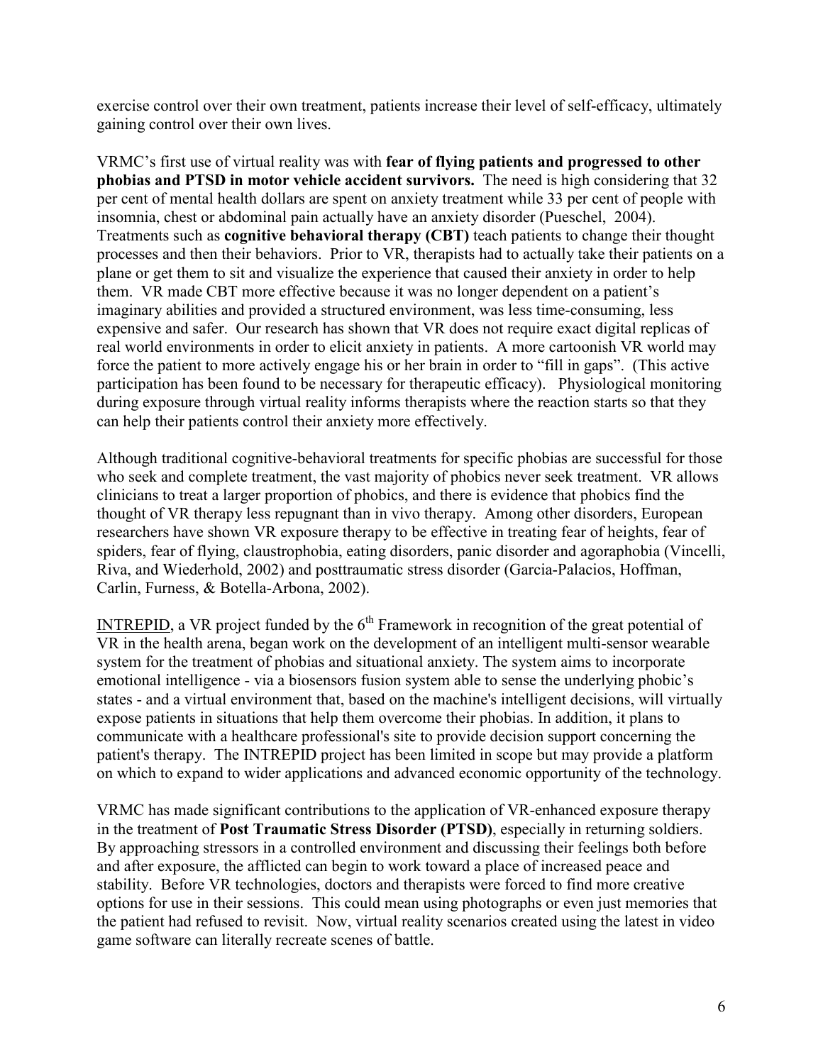exercise control over their own treatment, patients increase their level of self-efficacy, ultimately gaining control over their own lives.

VRMC's first use of virtual reality was with **fear of flying patients and progressed to other phobias and PTSD in motor vehicle accident survivors.** The need is high considering that 32 per cent of mental health dollars are spent on anxiety treatment while 33 per cent of people with insomnia, chest or abdominal pain actually have an anxiety disorder (Pueschel, 2004). Treatments such as **cognitive behavioral therapy (CBT)** teach patients to change their thought processes and then their behaviors. Prior to VR, therapists had to actually take their patients on a plane or get them to sit and visualize the experience that caused their anxiety in order to help them. VR made CBT more effective because it was no longer dependent on a patient's imaginary abilities and provided a structured environment, was less time-consuming, less expensive and safer. Our research has shown that VR does not require exact digital replicas of real world environments in order to elicit anxiety in patients. A more cartoonish VR world may force the patient to more actively engage his or her brain in order to "fill in gaps". (This active participation has been found to be necessary for therapeutic efficacy). Physiological monitoring during exposure through virtual reality informs therapists where the reaction starts so that they can help their patients control their anxiety more effectively.

Although traditional cognitive-behavioral treatments for specific phobias are successful for those who seek and complete treatment, the vast majority of phobics never seek treatment. VR allows clinicians to treat a larger proportion of phobics, and there is evidence that phobics find the thought of VR therapy less repugnant than in vivo therapy. Among other disorders, European researchers have shown VR exposure therapy to be effective in treating fear of heights, fear of spiders, fear of flying, claustrophobia, eating disorders, panic disorder and agoraphobia (Vincelli, Riva, and Wiederhold, 2002) and posttraumatic stress disorder (Garcia-Palacios, Hoffman, Carlin, Furness, & Botella-Arbona, 2002).

INTREPID, a VR project funded by the 6th Framework in recognition of the great potential of VR in the health arena, began work on the development of an intelligent multi-sensor wearable system for the treatment of phobias and situational anxiety. The system aims to incorporate emotional intelligence - via a biosensors fusion system able to sense the underlying phobic's states - and a virtual environment that, based on the machine's intelligent decisions, will virtually expose patients in situations that help them overcome their phobias. In addition, it plans to communicate with a healthcare professional's site to provide decision support concerning the patient's therapy. The INTREPID project has been limited in scope but may provide a platform on which to expand to wider applications and advanced economic opportunity of the technology.

VRMC has made significant contributions to the application of VR-enhanced exposure therapy in the treatment of **Post Traumatic Stress Disorder (PTSD)**, especially in returning soldiers. By approaching stressors in a controlled environment and discussing their feelings both before and after exposure, the afflicted can begin to work toward a place of increased peace and stability. Before VR technologies, doctors and therapists were forced to find more creative options for use in their sessions. This could mean using photographs or even just memories that the patient had refused to revisit. Now, virtual reality scenarios created using the latest in video game software can literally recreate scenes of battle.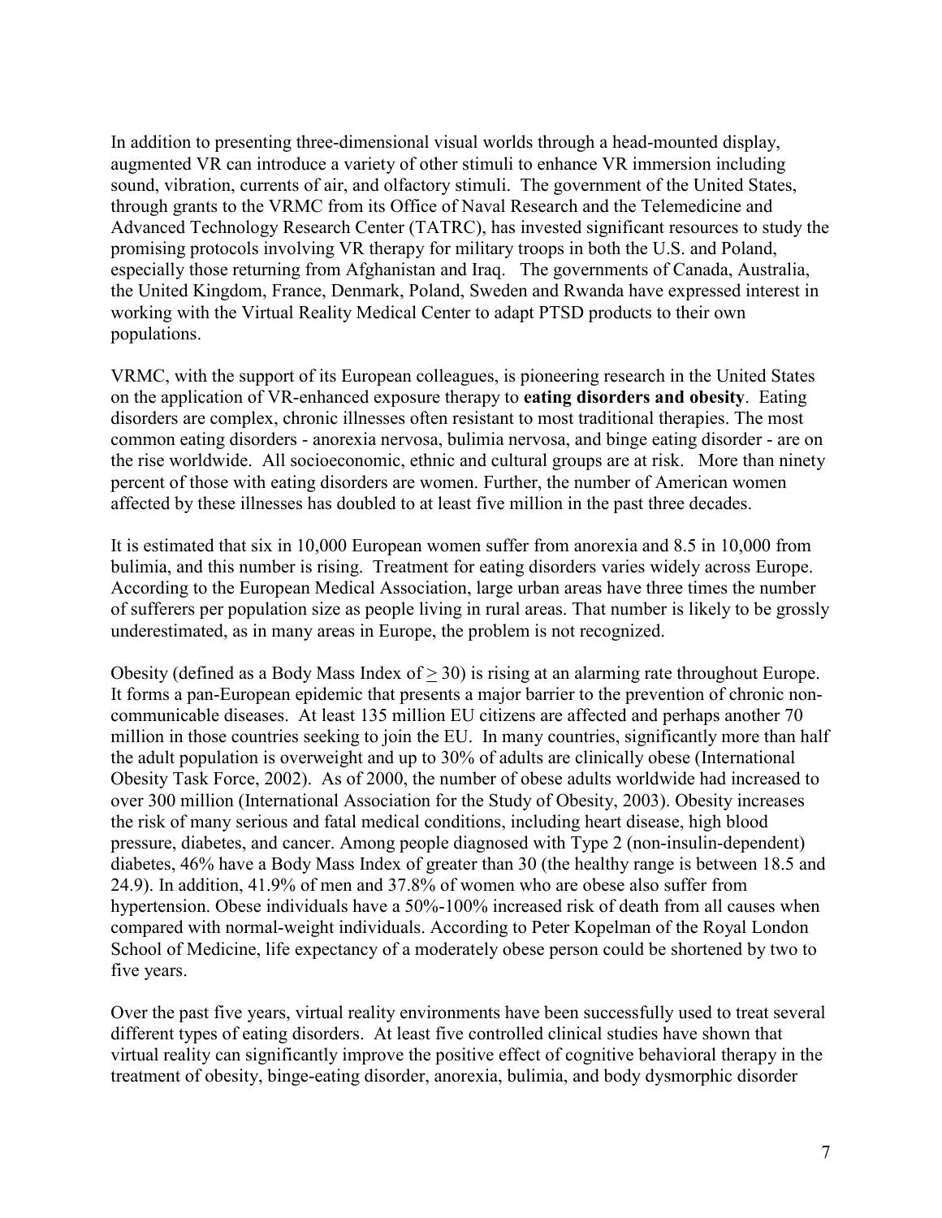In addition to presenting three-dimensional visual worlds through a head-mounted display, augmented VR can introduce a variety of other stimuli to enhance VR immersion including sound, vibration, currents of air, and olfactory stimuli. The government of the United States, through grants to the VRMC from its Office of Naval Research and the Telemedicine and Advanced Technology Research Center (TATRC), has invested significant resources to study the promising protocols involving VR therapy for military troops in both the U.S. and Poland, especially those returning from Afghanistan and Iraq. The governments of Canada, Australia, the United Kingdom, France, Denmark, Poland, Sweden and Rwanda have expressed interest in working with the Virtual Reality Medical Center to adapt PTSD products to their own populations.

VRMC, with the support of its European colleagues, is pioneering research in the United States on the application of VR-enhanced exposure therapy to **eating disorders and obesity**. Eating disorders are complex, chronic illnesses often resistant to most traditional therapies. The most common eating disorders - anorexia nervosa, bulimia nervosa, and binge eating disorder - are on the rise worldwide. All socioeconomic, ethnic and cultural groups are at risk. More than ninety percent of those with eating disorders are women. Further, the number of American women affected by these illnesses has doubled to at least five million in the past three decades.

It is estimated that six in 10,000 European women suffer from anorexia and 8.5 in 10,000 from bulimia, and this number is rising. Treatment for eating disorders varies widely across Europe. According to the European Medical Association, large urban areas have three times the number of sufferers per population size as people living in rural areas. That number is likely to be grossly underestimated, as in many areas in Europe, the problem is not recognized.

Obesity (defined as a Body Mass Index of $\geq 30$) is rising at an alarming rate throughout Europe. It forms a pan-European epidemic that presents a major barrier to the prevention of chronic non-communicable diseases. At least 135 million EU citizens are affected and perhaps another 70 million in those countries seeking to join the EU. In many countries, significantly more than half the adult population is overweight and up to 30% of adults are clinically obese (International Obesity Task Force, 2002). As of 2000, the number of obese adults worldwide had increased to over 300 million (International Association for the Study of Obesity, 2003). Obesity increases the risk of many serious and fatal medical conditions, including heart disease, high blood pressure, diabetes, and cancer. Among people diagnosed with Type 2 (non-insulin-dependent) diabetes, 46% have a Body Mass Index of greater than 30 (the healthy range is between 18.5 and 24.9). In addition, 41.9% of men and 37.8% of women who are obese also suffer from hypertension. Obese individuals have a 50%-100% increased risk of death from all causes when compared with normal-weight individuals. According to Peter Kopelman of the Royal London School of Medicine, life expectancy of a moderately obese person could be shortened by two to five years.

Over the past five years, virtual reality environments have been successfully used to treat several different types of eating disorders. At least five controlled clinical studies have shown that virtual reality can significantly improve the positive effect of cognitive behavioral therapy in the treatment of obesity, binge-eating disorder, anorexia, bulimia, and body dysmorphic disorder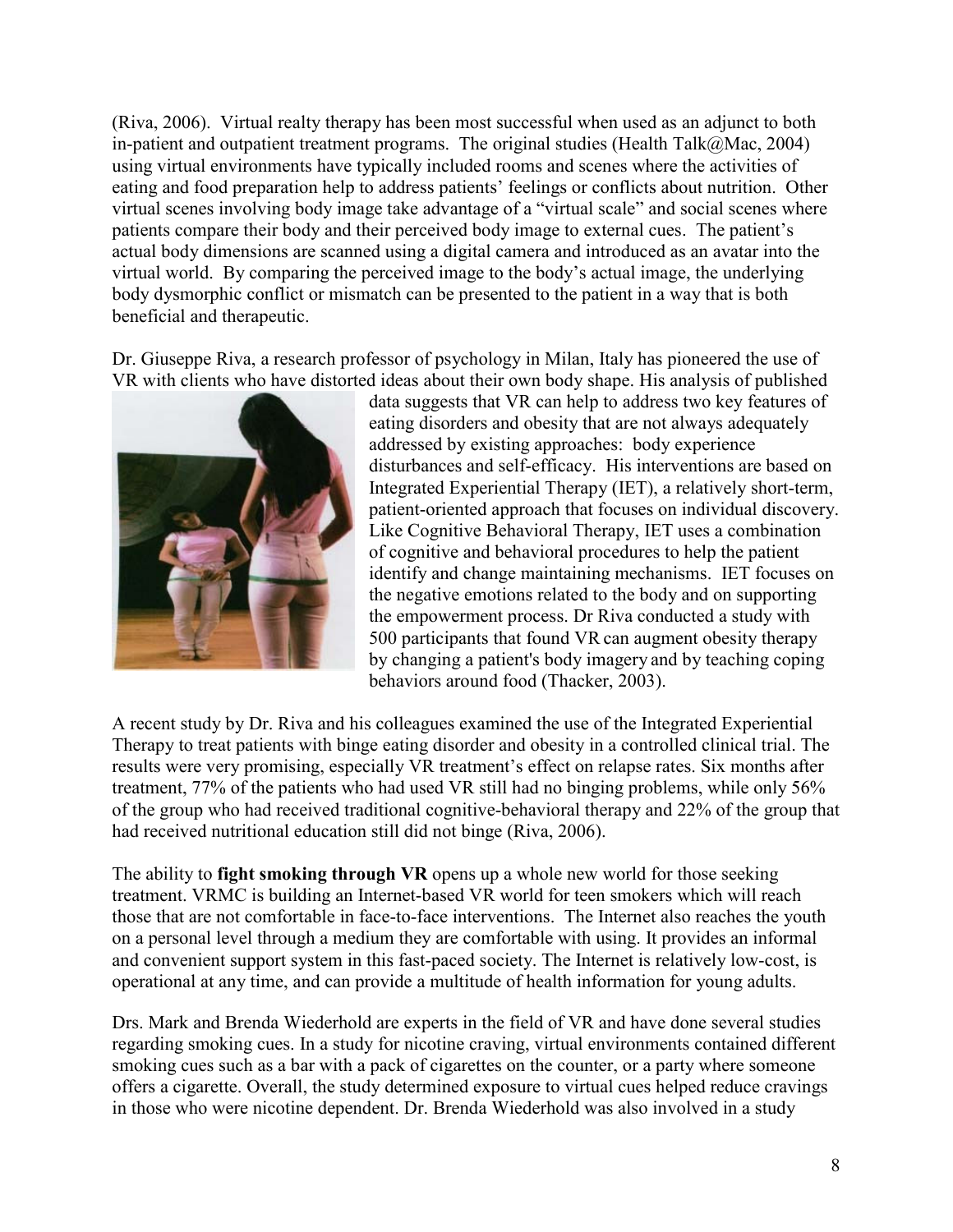(Riva, 2006). Virtual realty therapy has been most successful when used as an adjunct to both in-patient and outpatient treatment programs. The original studies (Health Talk@Mac, 2004) using virtual environments have typically included rooms and scenes where the activities of eating and food preparation help to address patients' feelings or conflicts about nutrition. Other virtual scenes involving body image take advantage of a "virtual scale" and social scenes where patients compare their body and their perceived body image to external cues. The patient's actual body dimensions are scanned using a digital camera and introduced as an avatar into the virtual world. By comparing the perceived image to the body's actual image, the underlying body dysmorphic conflict or mismatch can be presented to the patient in a way that is both beneficial and therapeutic.

Dr. Giuseppe Riva, a research professor of psychology in Milan, Italy has pioneered the use of VR with clients who have distorted ideas about their own body shape. His analysis of published data suggests that VR can help to address two key features of eating disorders and obesity that are not always adequately addressed by existing approaches: body experience disturbances and self-efficacy. His interventions are based on Integrated Experiential Therapy (IET), a relatively short-term, patient-oriented approach that focuses on individual discovery. Like Cognitive Behavioral Therapy, IET uses a combination of cognitive and behavioral procedures to help the patient identify and change maintaining mechanisms. IET focuses on the negative emotions related to the body and on supporting the empowerment process. Dr Riva conducted a study with 500 participants that found VR can augment obesity therapy by changing a patient's body imagery and by teaching coping behaviors around food (Thacker, 2003).

A recent study by Dr. Riva and his colleagues examined the use of the Integrated Experiential Therapy to treat patients with binge eating disorder and obesity in a controlled clinical trial. The results were very promising, especially VR treatment's effect on relapse rates. Six months after treatment, 77% of the patients who had used VR still had no binging problems, while only 56% of the group who had received traditional cognitive-behavioral therapy and 22% of the group that had received nutritional education still did not binge (Riva, 2006).

The ability to **fight smoking through VR** opens up a whole new world for those seeking treatment. VRMC is building an Internet-based VR world for teen smokers which will reach those that are not comfortable in face-to-face interventions. The Internet also reaches the youth on a personal level through a medium they are comfortable with using. It provides an informal and convenient support system in this fast-paced society. The Internet is relatively low-cost, is operational at any time, and can provide a multitude of health information for young adults.

Drs. Mark and Brenda Wiederhold are experts in the field of VR and have done several studies regarding smoking cues. In a study for nicotine craving, virtual environments contained different smoking cues such as a bar with a pack of cigarettes on the counter, or a party where someone offers a cigarette. Overall, the study determined exposure to virtual cues helped reduce cravings in those who were nicotine dependent. Dr. Brenda Wiederhold was also involved in a study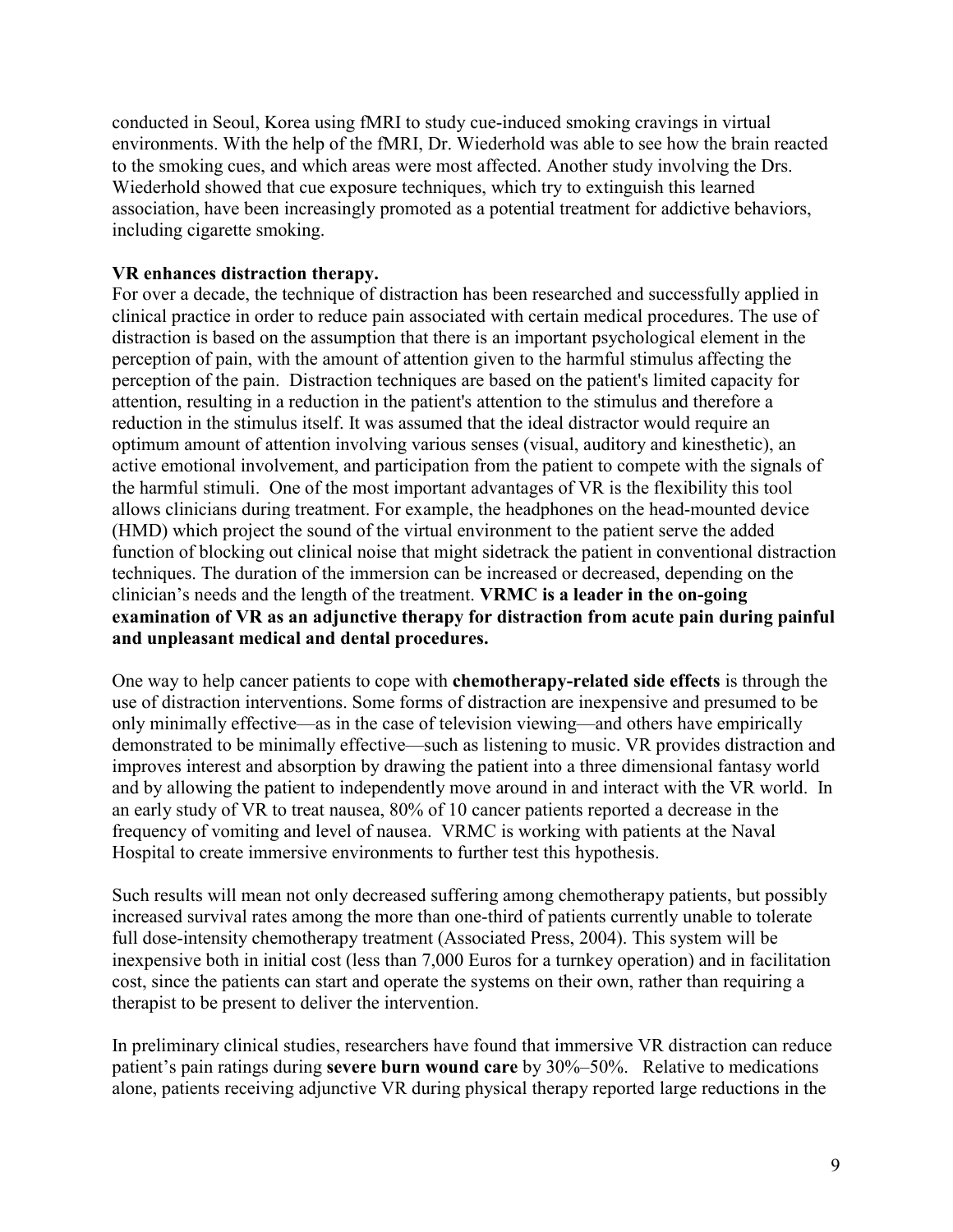conducted in Seoul, Korea using fMRI to study cue-induced smoking cravings in virtual environments. With the help of the fMRI, Dr. Wiederhold was able to see how the brain reacted to the smoking cues, and which areas were most affected. Another study involving the Drs. Wiederhold showed that cue exposure techniques, which try to extinguish this learned association, have been increasingly promoted as a potential treatment for addictive behaviors, including cigarette smoking.

**VR enhances distraction therapy.**

For over a decade, the technique of distraction has been researched and successfully applied in clinical practice in order to reduce pain associated with certain medical procedures. The use of distraction is based on the assumption that there is an important psychological element in the perception of pain, with the amount of attention given to the harmful stimulus affecting the perception of the pain. Distraction techniques are based on the patient's limited capacity for attention, resulting in a reduction in the patient's attention to the stimulus and therefore a reduction in the stimulus itself. It was assumed that the ideal distractor would require an optimum amount of attention involving various senses (visual, auditory and kinesthetic), an active emotional involvement, and participation from the patient to compete with the signals of the harmful stimuli. One of the most important advantages of VR is the flexibility this tool allows clinicians during treatment. For example, the headphones on the head-mounted device (HMD) which project the sound of the virtual environment to the patient serve the added function of blocking out clinical noise that might sidetrack the patient in conventional distraction techniques. The duration of the immersion can be increased or decreased, depending on the clinician's needs and the length of the treatment. **VRMC is a leader in the on-going examination of VR as an adjunctive therapy for distraction from acute pain during painful and unpleasant medical and dental procedures.**

One way to help cancer patients to cope with **chemotherapy-related side effects** is through the use of distraction interventions. Some forms of distraction are inexpensive and presumed to be only minimally effective—as in the case of television viewing—and others have empirically demonstrated to be minimally effective—such as listening to music. VR provides distraction and improves interest and absorption by drawing the patient into a three dimensional fantasy world and by allowing the patient to independently move around in and interact with the VR world. In an early study of VR to treat nausea, 80% of 10 cancer patients reported a decrease in the frequency of vomiting and level of nausea. VRMC is working with patients at the Naval Hospital to create immersive environments to further test this hypothesis.

Such results will mean not only decreased suffering among chemotherapy patients, but possibly increased survival rates among the more than one-third of patients currently unable to tolerate full dose-intensity chemotherapy treatment (Associated Press, 2004). This system will be inexpensive both in initial cost (less than 7,000 Euros for a turnkey operation) and in facilitation cost, since the patients can start and operate the systems on their own, rather than requiring a therapist to be present to deliver the intervention.

In preliminary clinical studies, researchers have found that immersive VR distraction can reduce patient's pain ratings during **severe burn wound care** by 30%–50%. Relative to medications alone, patients receiving adjunctive VR during physical therapy reported large reductions in the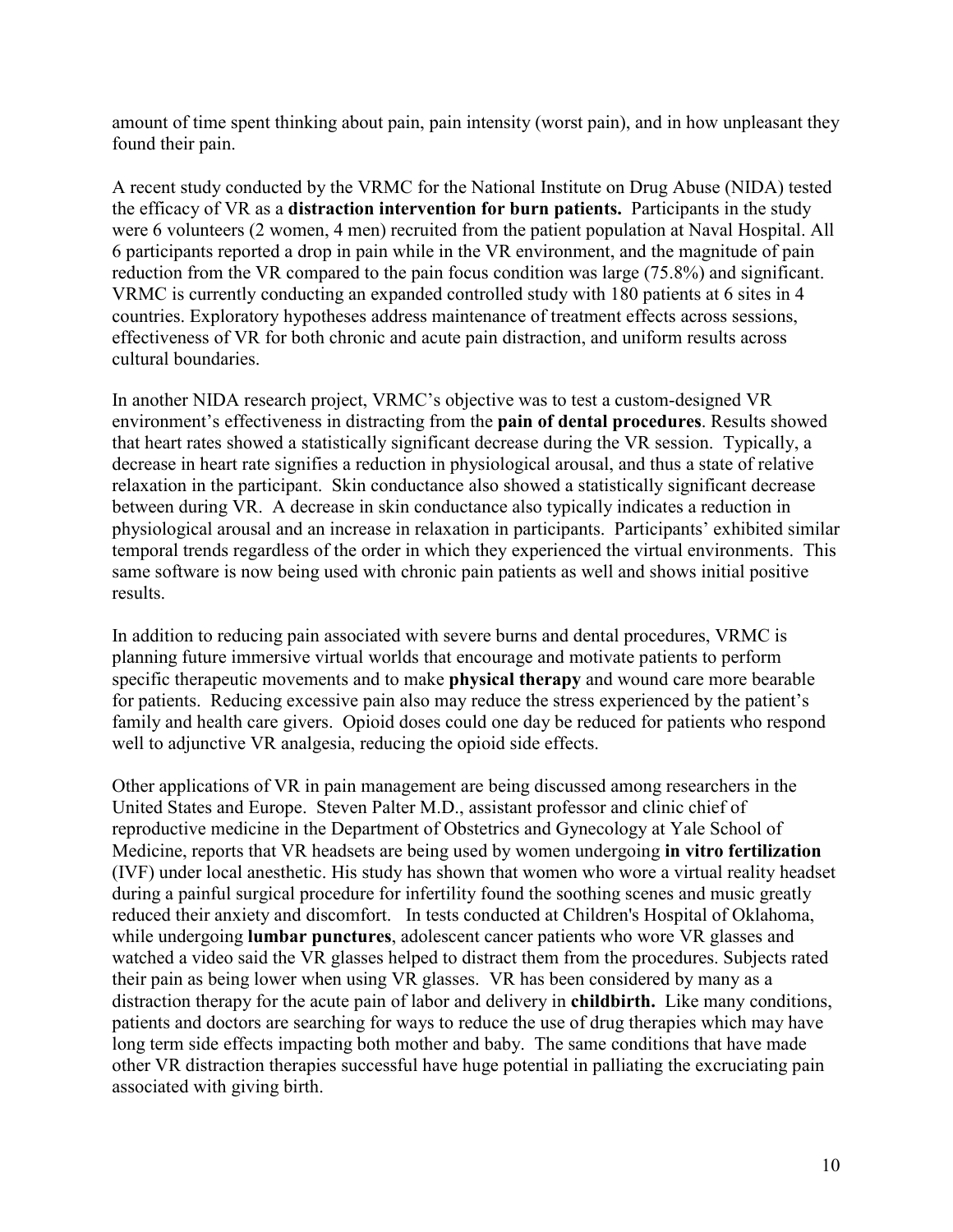amount of time spent thinking about pain, pain intensity (worst pain), and in how unpleasant they found their pain.

A recent study conducted by the VRMC for the National Institute on Drug Abuse (NIDA) tested the efficacy of VR as a **distraction intervention for burn patients.** Participants in the study were 6 volunteers (2 women, 4 men) recruited from the patient population at Naval Hospital. All 6 participants reported a drop in pain while in the VR environment, and the magnitude of pain reduction from the VR compared to the pain focus condition was large (75.8%) and significant. VRMC is currently conducting an expanded controlled study with 180 patients at 6 sites in 4 countries. Exploratory hypotheses address maintenance of treatment effects across sessions, effectiveness of VR for both chronic and acute pain distraction, and uniform results across cultural boundaries.

In another NIDA research project, VRMC's objective was to test a custom-designed VR environment's effectiveness in distracting from the **pain of dental procedures**. Results showed that heart rates showed a statistically significant decrease during the VR session. Typically, a decrease in heart rate signifies a reduction in physiological arousal, and thus a state of relative relaxation in the participant. Skin conductance also showed a statistically significant decrease between during VR. A decrease in skin conductance also typically indicates a reduction in physiological arousal and an increase in relaxation in participants. Participants' exhibited similar temporal trends regardless of the order in which they experienced the virtual environments. This same software is now being used with chronic pain patients as well and shows initial positive results.

In addition to reducing pain associated with severe burns and dental procedures, VRMC is planning future immersive virtual worlds that encourage and motivate patients to perform specific therapeutic movements and to make **physical therapy** and wound care more bearable for patients. Reducing excessive pain also may reduce the stress experienced by the patient's family and health care givers. Opioid doses could one day be reduced for patients who respond well to adjunctive VR analgesia, reducing the opioid side effects.

Other applications of VR in pain management are being discussed among researchers in the United States and Europe. Steven Palter M.D., assistant professor and clinic chief of reproductive medicine in the Department of Obstetrics and Gynecology at Yale School of Medicine, reports that VR headsets are being used by women undergoing **in vitro fertilization** (IVF) under local anesthetic. His study has shown that women who wore a virtual reality headset during a painful surgical procedure for infertility found the soothing scenes and music greatly reduced their anxiety and discomfort. In tests conducted at Children's Hospital of Oklahoma, while undergoing **lumbar punctures**, adolescent cancer patients who wore VR glasses and watched a video said the VR glasses helped to distract them from the procedures. Subjects rated their pain as being lower when using VR glasses. VR has been considered by many as a distraction therapy for the acute pain of labor and delivery in **childbirth.** Like many conditions, patients and doctors are searching for ways to reduce the use of drug therapies which may have long term side effects impacting both mother and baby. The same conditions that have made other VR distraction therapies successful have huge potential in palliating the excruciating pain associated with giving birth.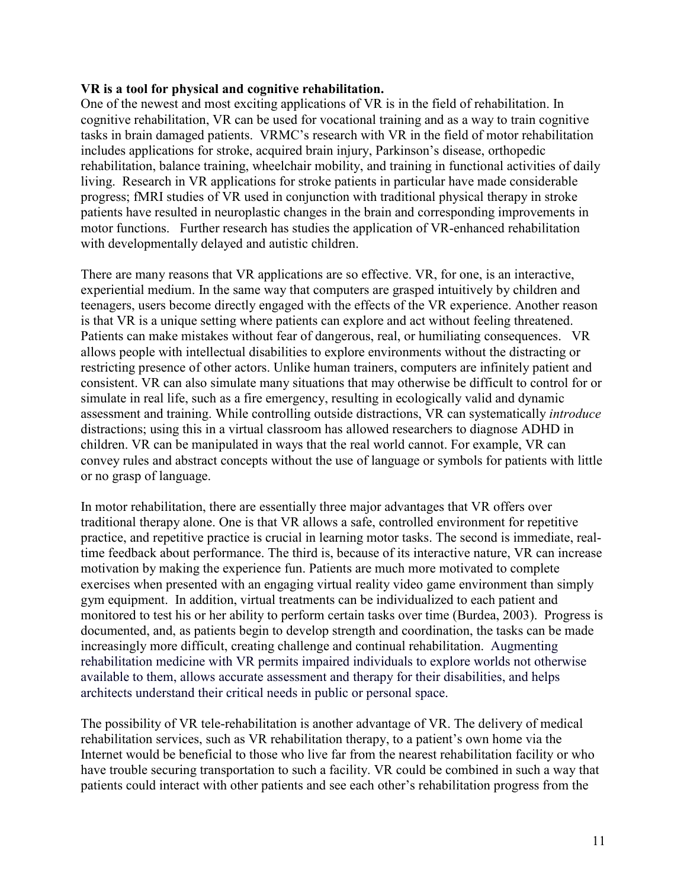**VR is a tool for physical and cognitive rehabilitation.**
One of the newest and most exciting applications of VR is in the field of rehabilitation. In cognitive rehabilitation, VR can be used for vocational training and as a way to train cognitive tasks in brain damaged patients. VRMC's research with VR in the field of motor rehabilitation includes applications for stroke, acquired brain injury, Parkinson's disease, orthopedic rehabilitation, balance training, wheelchair mobility, and training in functional activities of daily living. Research in VR applications for stroke patients in particular have made considerable progress; fMRI studies of VR used in conjunction with traditional physical therapy in stroke patients have resulted in neuroplastic changes in the brain and corresponding improvements in motor functions. Further research has studies the application of VR-enhanced rehabilitation with developmentally delayed and autistic children.

There are many reasons that VR applications are so effective. VR, for one, is an interactive, experiential medium. In the same way that computers are grasped intuitively by children and teenagers, users become directly engaged with the effects of the VR experience. Another reason is that VR is a unique setting where patients can explore and act without feeling threatened. Patients can make mistakes without fear of dangerous, real, or humiliating consequences. VR allows people with intellectual disabilities to explore environments without the distracting or restricting presence of other actors. Unlike human trainers, computers are infinitely patient and consistent. VR can also simulate many situations that may otherwise be difficult to control for or simulate in real life, such as a fire emergency, resulting in ecologically valid and dynamic assessment and training. While controlling outside distractions, VR can systematically *introduce* distractions; using this in a virtual classroom has allowed researchers to diagnose ADHD in children. VR can be manipulated in ways that the real world cannot. For example, VR can convey rules and abstract concepts without the use of language or symbols for patients with little or no grasp of language.

In motor rehabilitation, there are essentially three major advantages that VR offers over traditional therapy alone. One is that VR allows a safe, controlled environment for repetitive practice, and repetitive practice is crucial in learning motor tasks. The second is immediate, real-time feedback about performance. The third is, because of its interactive nature, VR can increase motivation by making the experience fun. Patients are much more motivated to complete exercises when presented with an engaging virtual reality video game environment than simply gym equipment. In addition, virtual treatments can be individualized to each patient and monitored to test his or her ability to perform certain tasks over time (Burdea, 2003). Progress is documented, and, as patients begin to develop strength and coordination, the tasks can be made increasingly more difficult, creating challenge and continual rehabilitation. Augmenting rehabilitation medicine with VR permits impaired individuals to explore worlds not otherwise available to them, allows accurate assessment and therapy for their disabilities, and helps architects understand their critical needs in public or personal space.

The possibility of VR tele-rehabilitation is another advantage of VR. The delivery of medical rehabilitation services, such as VR rehabilitation therapy, to a patient's own home via the Internet would be beneficial to those who live far from the nearest rehabilitation facility or who have trouble securing transportation to such a facility. VR could be combined in such a way that patients could interact with other patients and see each other's rehabilitation progress from the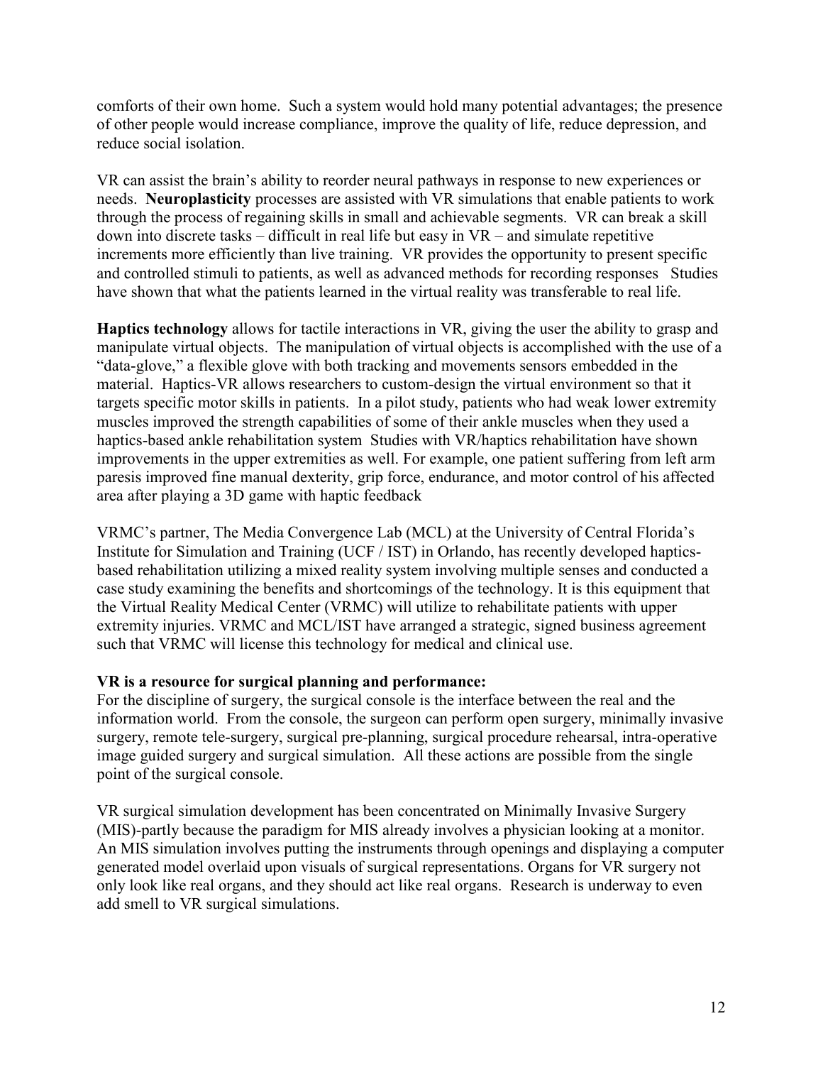comforts of their own home. Such a system would hold many potential advantages; the presence of other people would increase compliance, improve the quality of life, reduce depression, and reduce social isolation.

VR can assist the brain's ability to reorder neural pathways in response to new experiences or needs. **Neuroplasticity** processes are assisted with VR simulations that enable patients to work through the process of regaining skills in small and achievable segments. VR can break a skill down into discrete tasks – difficult in real life but easy in VR – and simulate repetitive increments more efficiently than live training. VR provides the opportunity to present specific and controlled stimuli to patients, as well as advanced methods for recording responses Studies have shown that what the patients learned in the virtual reality was transferable to real life.

**Haptics technology** allows for tactile interactions in VR, giving the user the ability to grasp and manipulate virtual objects. The manipulation of virtual objects is accomplished with the use of a "data-glove," a flexible glove with both tracking and movements sensors embedded in the material. Haptics-VR allows researchers to custom-design the virtual environment so that it targets specific motor skills in patients. In a pilot study, patients who had weak lower extremity muscles improved the strength capabilities of some of their ankle muscles when they used a haptics-based ankle rehabilitation system Studies with VR/haptics rehabilitation have shown improvements in the upper extremities as well. For example, one patient suffering from left arm paresis improved fine manual dexterity, grip force, endurance, and motor control of his affected area after playing a 3D game with haptic feedback

VRMC's partner, The Media Convergence Lab (MCL) at the University of Central Florida's Institute for Simulation and Training (UCF / IST) in Orlando, has recently developed haptics-based rehabilitation utilizing a mixed reality system involving multiple senses and conducted a case study examining the benefits and shortcomings of the technology. It is this equipment that the Virtual Reality Medical Center (VRMC) will utilize to rehabilitate patients with upper extremity injuries. VRMC and MCL/IST have arranged a strategic, signed business agreement such that VRMC will license this technology for medical and clinical use.

**VR is a resource for surgical planning and performance:**

For the discipline of surgery, the surgical console is the interface between the real and the information world. From the console, the surgeon can perform open surgery, minimally invasive surgery, remote tele-surgery, surgical pre-planning, surgical procedure rehearsal, intra-operative image guided surgery and surgical simulation. All these actions are possible from the single point of the surgical console.

VR surgical simulation development has been concentrated on Minimally Invasive Surgery (MIS)-partly because the paradigm for MIS already involves a physician looking at a monitor. An MIS simulation involves putting the instruments through openings and displaying a computer generated model overlaid upon visuals of surgical representations. Organs for VR surgery not only look like real organs, and they should act like real organs. Research is underway to even add smell to VR surgical simulations.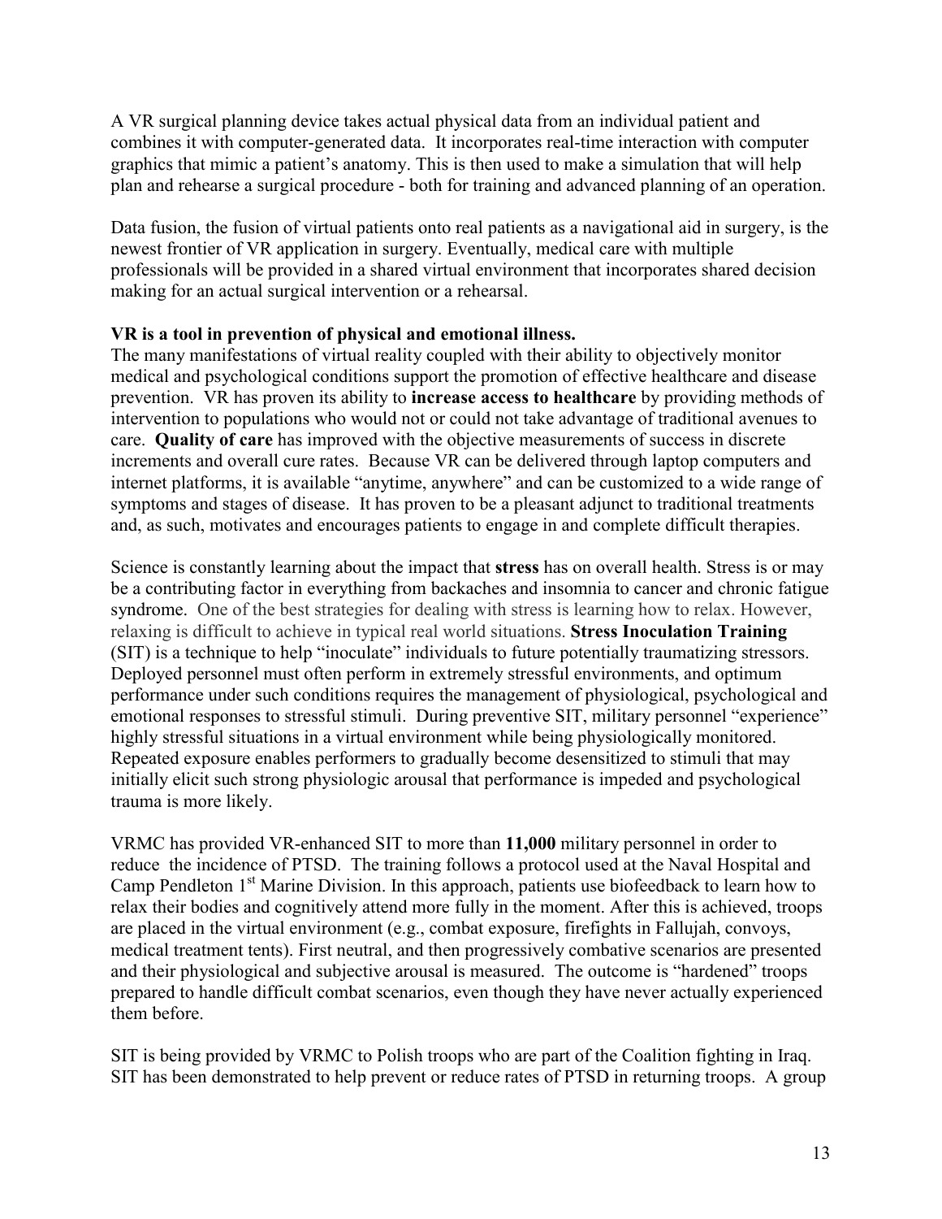A VR surgical planning device takes actual physical data from an individual patient and combines it with computer-generated data. It incorporates real-time interaction with computer graphics that mimic a patient's anatomy. This is then used to make a simulation that will help plan and rehearse a surgical procedure - both for training and advanced planning of an operation.

Data fusion, the fusion of virtual patients onto real patients as a navigational aid in surgery, is the newest frontier of VR application in surgery. Eventually, medical care with multiple professionals will be provided in a shared virtual environment that incorporates shared decision making for an actual surgical intervention or a rehearsal.

**VR is a tool in prevention of physical and emotional illness.**

The many manifestations of virtual reality coupled with their ability to objectively monitor medical and psychological conditions support the promotion of effective healthcare and disease prevention. VR has proven its ability to **increase access to healthcare** by providing methods of intervention to populations who would not or could not take advantage of traditional avenues to care. **Quality of care** has improved with the objective measurements of success in discrete increments and overall cure rates. Because VR can be delivered through laptop computers and internet platforms, it is available "anytime, anywhere" and can be customized to a wide range of symptoms and stages of disease. It has proven to be a pleasant adjunct to traditional treatments and, as such, motivates and encourages patients to engage in and complete difficult therapies.

Science is constantly learning about the impact that **stress** has on overall health. Stress is or may be a contributing factor in everything from backaches and insomnia to cancer and chronic fatigue syndrome. One of the best strategies for dealing with stress is learning how to relax. However, relaxing is difficult to achieve in typical real world situations. **Stress Inoculation Training** (SIT) is a technique to help "inoculate" individuals to future potentially traumatizing stressors. Deployed personnel must often perform in extremely stressful environments, and optimum performance under such conditions requires the management of physiological, psychological and emotional responses to stressful stimuli. During preventive SIT, military personnel "experience" highly stressful situations in a virtual environment while being physiologically monitored. Repeated exposure enables performers to gradually become desensitized to stimuli that may initially elicit such strong physiologic arousal that performance is impeded and psychological trauma is more likely.

VRMC has provided VR-enhanced SIT to more than **11,000** military personnel in order to reduce the incidence of PTSD. The training follows a protocol used at the Naval Hospital and Camp Pendleton 1st Marine Division. In this approach, patients use biofeedback to learn how to relax their bodies and cognitively attend more fully in the moment. After this is achieved, troops are placed in the virtual environment (e.g., combat exposure, firefights in Fallujah, convoys, medical treatment tents). First neutral, and then progressively combative scenarios are presented and their physiological and subjective arousal is measured. The outcome is "hardened" troops prepared to handle difficult combat scenarios, even though they have never actually experienced them before.

SIT is being provided by VRMC to Polish troops who are part of the Coalition fighting in Iraq. SIT has been demonstrated to help prevent or reduce rates of PTSD in returning troops. A group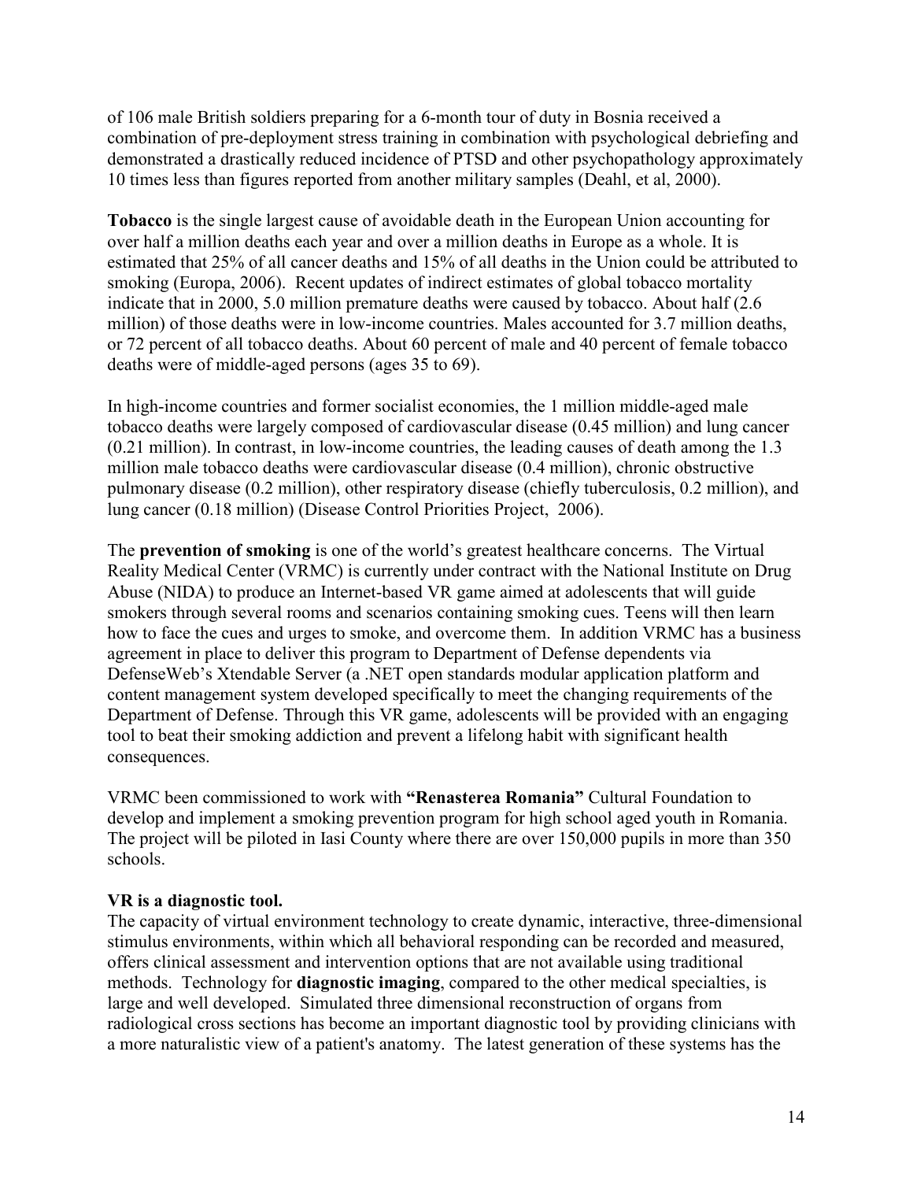of 106 male British soldiers preparing for a 6-month tour of duty in Bosnia received a combination of pre-deployment stress training in combination with psychological debriefing and demonstrated a drastically reduced incidence of PTSD and other psychopathology approximately 10 times less than figures reported from another military samples (Deahl, et al, 2000).

**Tobacco** is the single largest cause of avoidable death in the European Union accounting for over half a million deaths each year and over a million deaths in Europe as a whole. It is estimated that 25% of all cancer deaths and 15% of all deaths in the Union could be attributed to smoking (Europa, 2006). Recent updates of indirect estimates of global tobacco mortality indicate that in 2000, 5.0 million premature deaths were caused by tobacco. About half (2.6 million) of those deaths were in low-income countries. Males accounted for 3.7 million deaths, or 72 percent of all tobacco deaths. About 60 percent of male and 40 percent of female tobacco deaths were of middle-aged persons (ages 35 to 69).

In high-income countries and former socialist economies, the 1 million middle-aged male tobacco deaths were largely composed of cardiovascular disease (0.45 million) and lung cancer (0.21 million). In contrast, in low-income countries, the leading causes of death among the 1.3 million male tobacco deaths were cardiovascular disease (0.4 million), chronic obstructive pulmonary disease (0.2 million), other respiratory disease (chiefly tuberculosis, 0.2 million), and lung cancer (0.18 million) (Disease Control Priorities Project, 2006).

The **prevention of smoking** is one of the world's greatest healthcare concerns. The Virtual Reality Medical Center (VRMC) is currently under contract with the National Institute on Drug Abuse (NIDA) to produce an Internet-based VR game aimed at adolescents that will guide smokers through several rooms and scenarios containing smoking cues. Teens will then learn how to face the cues and urges to smoke, and overcome them. In addition VRMC has a business agreement in place to deliver this program to Department of Defense dependents via DefenseWeb's Xtendable Server (a .NET open standards modular application platform and content management system developed specifically to meet the changing requirements of the Department of Defense. Through this VR game, adolescents will be provided with an engaging tool to beat their smoking addiction and prevent a lifelong habit with significant health consequences.

VRMC been commissioned to work with **"Renasterea Romania"** Cultural Foundation to develop and implement a smoking prevention program for high school aged youth in Romania. The project will be piloted in Iasi County where there are over 150,000 pupils in more than 350 schools.

**VR is a diagnostic tool.**

The capacity of virtual environment technology to create dynamic, interactive, three-dimensional stimulus environments, within which all behavioral responding can be recorded and measured, offers clinical assessment and intervention options that are not available using traditional methods. Technology for **diagnostic imaging**, compared to the other medical specialties, is large and well developed. Simulated three dimensional reconstruction of organs from radiological cross sections has become an important diagnostic tool by providing clinicians with a more naturalistic view of a patient's anatomy. The latest generation of these systems has the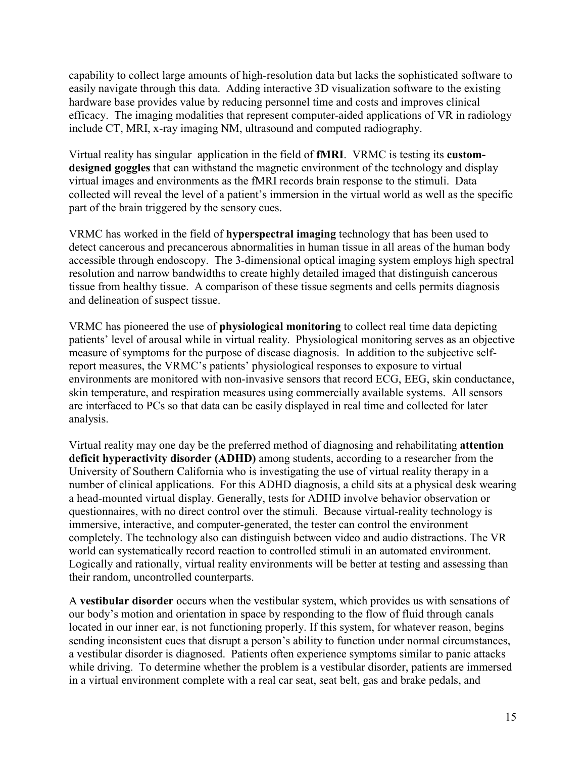capability to collect large amounts of high-resolution data but lacks the sophisticated software to easily navigate through this data. Adding interactive 3D visualization software to the existing hardware base provides value by reducing personnel time and costs and improves clinical efficacy. The imaging modalities that represent computer-aided applications of VR in radiology include CT, MRI, x-ray imaging NM, ultrasound and computed radiography.

Virtual reality has singular application in the field of **fMRI**. VRMC is testing its **custom-designed goggles** that can withstand the magnetic environment of the technology and display virtual images and environments as the fMRI records brain response to the stimuli. Data collected will reveal the level of a patient's immersion in the virtual world as well as the specific part of the brain triggered by the sensory cues.

VRMC has worked in the field of **hyperspectral imaging** technology that has been used to detect cancerous and precancerous abnormalities in human tissue in all areas of the human body accessible through endoscopy. The 3-dimensional optical imaging system employs high spectral resolution and narrow bandwidths to create highly detailed imaged that distinguish cancerous tissue from healthy tissue. A comparison of these tissue segments and cells permits diagnosis and delineation of suspect tissue.

VRMC has pioneered the use of **physiological monitoring** to collect real time data depicting patients' level of arousal while in virtual reality. Physiological monitoring serves as an objective measure of symptoms for the purpose of disease diagnosis. In addition to the subjective self-report measures, the VRMC's patients' physiological responses to exposure to virtual environments are monitored with non-invasive sensors that record ECG, EEG, skin conductance, skin temperature, and respiration measures using commercially available systems. All sensors are interfaced to PCs so that data can be easily displayed in real time and collected for later analysis.

Virtual reality may one day be the preferred method of diagnosing and rehabilitating **attention deficit hyperactivity disorder (ADHD)** among students, according to a researcher from the University of Southern California who is investigating the use of virtual reality therapy in a number of clinical applications. For this ADHD diagnosis, a child sits at a physical desk wearing a head-mounted virtual display. Generally, tests for ADHD involve behavior observation or questionnaires, with no direct control over the stimuli. Because virtual-reality technology is immersive, interactive, and computer-generated, the tester can control the environment completely. The technology also can distinguish between video and audio distractions. The VR world can systematically record reaction to controlled stimuli in an automated environment. Logically and rationally, virtual reality environments will be better at testing and assessing than their random, uncontrolled counterparts.

A **vestibular disorder** occurs when the vestibular system, which provides us with sensations of our body's motion and orientation in space by responding to the flow of fluid through canals located in our inner ear, is not functioning properly. If this system, for whatever reason, begins sending inconsistent cues that disrupt a person's ability to function under normal circumstances, a vestibular disorder is diagnosed. Patients often experience symptoms similar to panic attacks while driving. To determine whether the problem is a vestibular disorder, patients are immersed in a virtual environment complete with a real car seat, seat belt, gas and brake pedals, and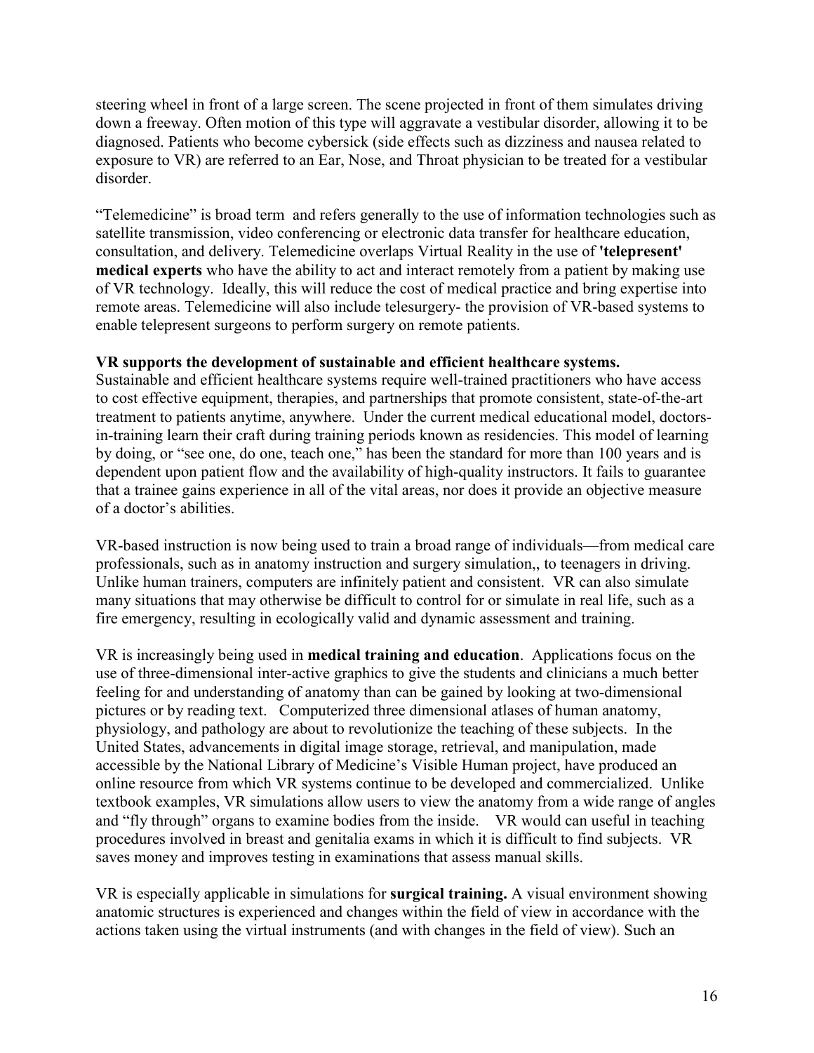steering wheel in front of a large screen. The scene projected in front of them simulates driving down a freeway. Often motion of this type will aggravate a vestibular disorder, allowing it to be diagnosed. Patients who become cybersick (side effects such as dizziness and nausea related to exposure to VR) are referred to an Ear, Nose, and Throat physician to be treated for a vestibular disorder.

"Telemedicine" is broad term and refers generally to the use of information technologies such as satellite transmission, video conferencing or electronic data transfer for healthcare education, consultation, and delivery. Telemedicine overlaps Virtual Reality in the use of **'telepresent' medical experts** who have the ability to act and interact remotely from a patient by making use of VR technology. Ideally, this will reduce the cost of medical practice and bring expertise into remote areas. Telemedicine will also include telesurgery- the provision of VR-based systems to enable telepresent surgeons to perform surgery on remote patients.

**VR supports the development of sustainable and efficient healthcare systems.**
Sustainable and efficient healthcare systems require well-trained practitioners who have access to cost effective equipment, therapies, and partnerships that promote consistent, state-of-the-art treatment to patients anytime, anywhere. Under the current medical educational model, doctors-in-training learn their craft during training periods known as residencies. This model of learning by doing, or "see one, do one, teach one," has been the standard for more than 100 years and is dependent upon patient flow and the availability of high-quality instructors. It fails to guarantee that a trainee gains experience in all of the vital areas, nor does it provide an objective measure of a doctor's abilities.

VR-based instruction is now being used to train a broad range of individuals—from medical care professionals, such as in anatomy instruction and surgery simulation,, to teenagers in driving. Unlike human trainers, computers are infinitely patient and consistent. VR can also simulate many situations that may otherwise be difficult to control for or simulate in real life, such as a fire emergency, resulting in ecologically valid and dynamic assessment and training.

VR is increasingly being used in **medical training and education**. Applications focus on the use of three-dimensional inter-active graphics to give the students and clinicians a much better feeling for and understanding of anatomy than can be gained by looking at two-dimensional pictures or by reading text. Computerized three dimensional atlases of human anatomy, physiology, and pathology are about to revolutionize the teaching of these subjects. In the United States, advancements in digital image storage, retrieval, and manipulation, made accessible by the National Library of Medicine's Visible Human project, have produced an online resource from which VR systems continue to be developed and commercialized. Unlike textbook examples, VR simulations allow users to view the anatomy from a wide range of angles and "fly through" organs to examine bodies from the inside. VR would can useful in teaching procedures involved in breast and genitalia exams in which it is difficult to find subjects. VR saves money and improves testing in examinations that assess manual skills.

VR is especially applicable in simulations for **surgical training.** A visual environment showing anatomic structures is experienced and changes within the field of view in accordance with the actions taken using the virtual instruments (and with changes in the field of view). Such an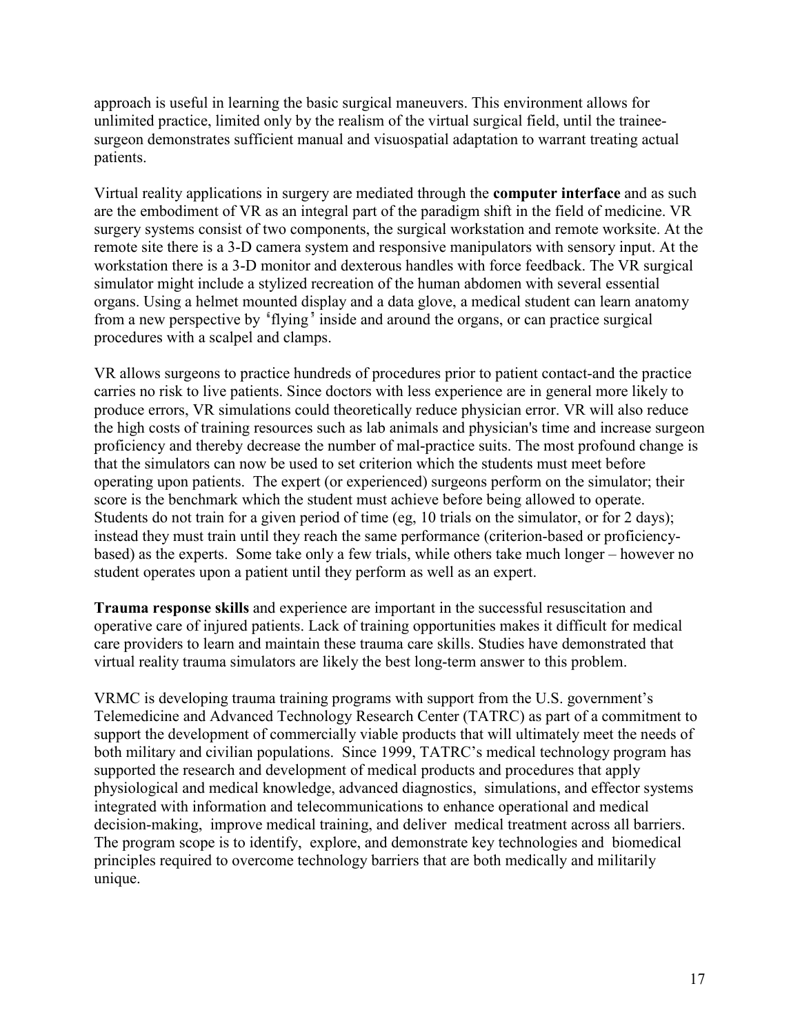approach is useful in learning the basic surgical maneuvers. This environment allows for unlimited practice, limited only by the realism of the virtual surgical field, until the trainee-surgeon demonstrates sufficient manual and visuospatial adaptation to warrant treating actual patients.

Virtual reality applications in surgery are mediated through the **computer interface** and as such are the embodiment of VR as an integral part of the paradigm shift in the field of medicine. VR surgery systems consist of two components, the surgical workstation and remote worksite. At the remote site there is a 3-D camera system and responsive manipulators with sensory input. At the workstation there is a 3-D monitor and dexterous handles with force feedback. The VR surgical simulator might include a stylized recreation of the human abdomen with several essential organs. Using a helmet mounted display and a data glove, a medical student can learn anatomy from a new perspective by "flying" inside and around the organs, or can practice surgical procedures with a scalpel and clamps.

VR allows surgeons to practice hundreds of procedures prior to patient contact-and the practice carries no risk to live patients. Since doctors with less experience are in general more likely to produce errors, VR simulations could theoretically reduce physician error. VR will also reduce the high costs of training resources such as lab animals and physician's time and increase surgeon proficiency and thereby decrease the number of mal-practice suits. The most profound change is that the simulators can now be used to set criterion which the students must meet before operating upon patients. The expert (or experienced) surgeons perform on the simulator; their score is the benchmark which the student must achieve before being allowed to operate. Students do not train for a given period of time (eg, 10 trials on the simulator, or for 2 days); instead they must train until they reach the same performance (criterion-based or proficiency-based) as the experts. Some take only a few trials, while others take much longer – however no student operates upon a patient until they perform as well as an expert.

**Trauma response skills** and experience are important in the successful resuscitation and operative care of injured patients. Lack of training opportunities makes it difficult for medical care providers to learn and maintain these trauma care skills. Studies have demonstrated that virtual reality trauma simulators are likely the best long-term answer to this problem.

VRMC is developing trauma training programs with support from the U.S. government's Telemedicine and Advanced Technology Research Center (TATRC) as part of a commitment to support the development of commercially viable products that will ultimately meet the needs of both military and civilian populations. Since 1999, TATRC's medical technology program has supported the research and development of medical products and procedures that apply physiological and medical knowledge, advanced diagnostics, simulations, and effector systems integrated with information and telecommunications to enhance operational and medical decision-making, improve medical training, and deliver medical treatment across all barriers. The program scope is to identify, explore, and demonstrate key technologies and biomedical principles required to overcome technology barriers that are both medically and militarily unique.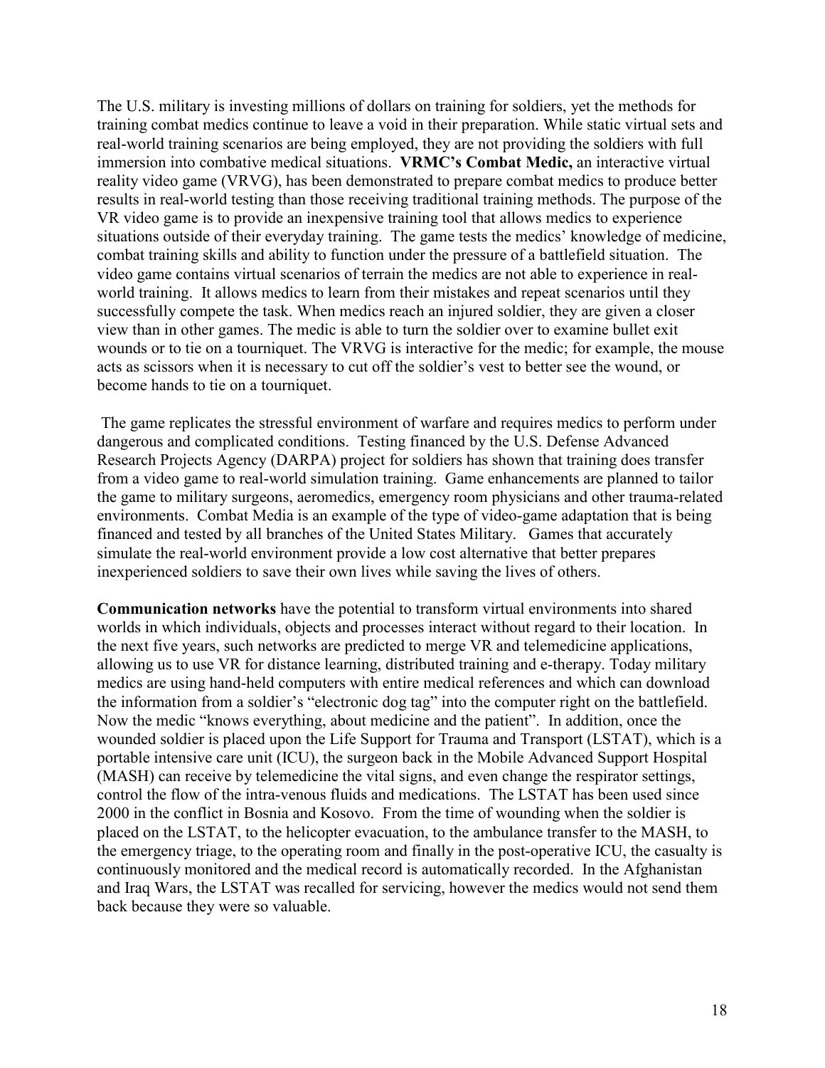The U.S. military is investing millions of dollars on training for soldiers, yet the methods for training combat medics continue to leave a void in their preparation. While static virtual sets and real-world training scenarios are being employed, they are not providing the soldiers with full immersion into combative medical situations. **VRMC's Combat Medic,** an interactive virtual reality video game (VRVG), has been demonstrated to prepare combat medics to produce better results in real-world testing than those receiving traditional training methods. The purpose of the VR video game is to provide an inexpensive training tool that allows medics to experience situations outside of their everyday training. The game tests the medics' knowledge of medicine, combat training skills and ability to function under the pressure of a battlefield situation. The video game contains virtual scenarios of terrain the medics are not able to experience in real-world training. It allows medics to learn from their mistakes and repeat scenarios until they successfully compete the task. When medics reach an injured soldier, they are given a closer view than in other games. The medic is able to turn the soldier over to examine bullet exit wounds or to tie on a tourniquet. The VRVG is interactive for the medic; for example, the mouse acts as scissors when it is necessary to cut off the soldier's vest to better see the wound, or become hands to tie on a tourniquet.

The game replicates the stressful environment of warfare and requires medics to perform under dangerous and complicated conditions. Testing financed by the U.S. Defense Advanced Research Projects Agency (DARPA) project for soldiers has shown that training does transfer from a video game to real-world simulation training. Game enhancements are planned to tailor the game to military surgeons, aeromedics, emergency room physicians and other trauma-related environments. Combat Media is an example of the type of video-game adaptation that is being financed and tested by all branches of the United States Military. Games that accurately simulate the real-world environment provide a low cost alternative that better prepares inexperienced soldiers to save their own lives while saving the lives of others.

**Communication networks** have the potential to transform virtual environments into shared worlds in which individuals, objects and processes interact without regard to their location. In the next five years, such networks are predicted to merge VR and telemedicine applications, allowing us to use VR for distance learning, distributed training and e-therapy. Today military medics are using hand-held computers with entire medical references and which can download the information from a soldier's "electronic dog tag" into the computer right on the battlefield. Now the medic "knows everything, about medicine and the patient". In addition, once the wounded soldier is placed upon the Life Support for Trauma and Transport (LSTAT), which is a portable intensive care unit (ICU), the surgeon back in the Mobile Advanced Support Hospital (MASH) can receive by telemedicine the vital signs, and even change the respirator settings, control the flow of the intra-venous fluids and medications. The LSTAT has been used since 2000 in the conflict in Bosnia and Kosovo. From the time of wounding when the soldier is placed on the LSTAT, to the helicopter evacuation, to the ambulance transfer to the MASH, to the emergency triage, to the operating room and finally in the post-operative ICU, the casualty is continuously monitored and the medical record is automatically recorded. In the Afghanistan and Iraq Wars, the LSTAT was recalled for servicing, however the medics would not send them back because they were so valuable.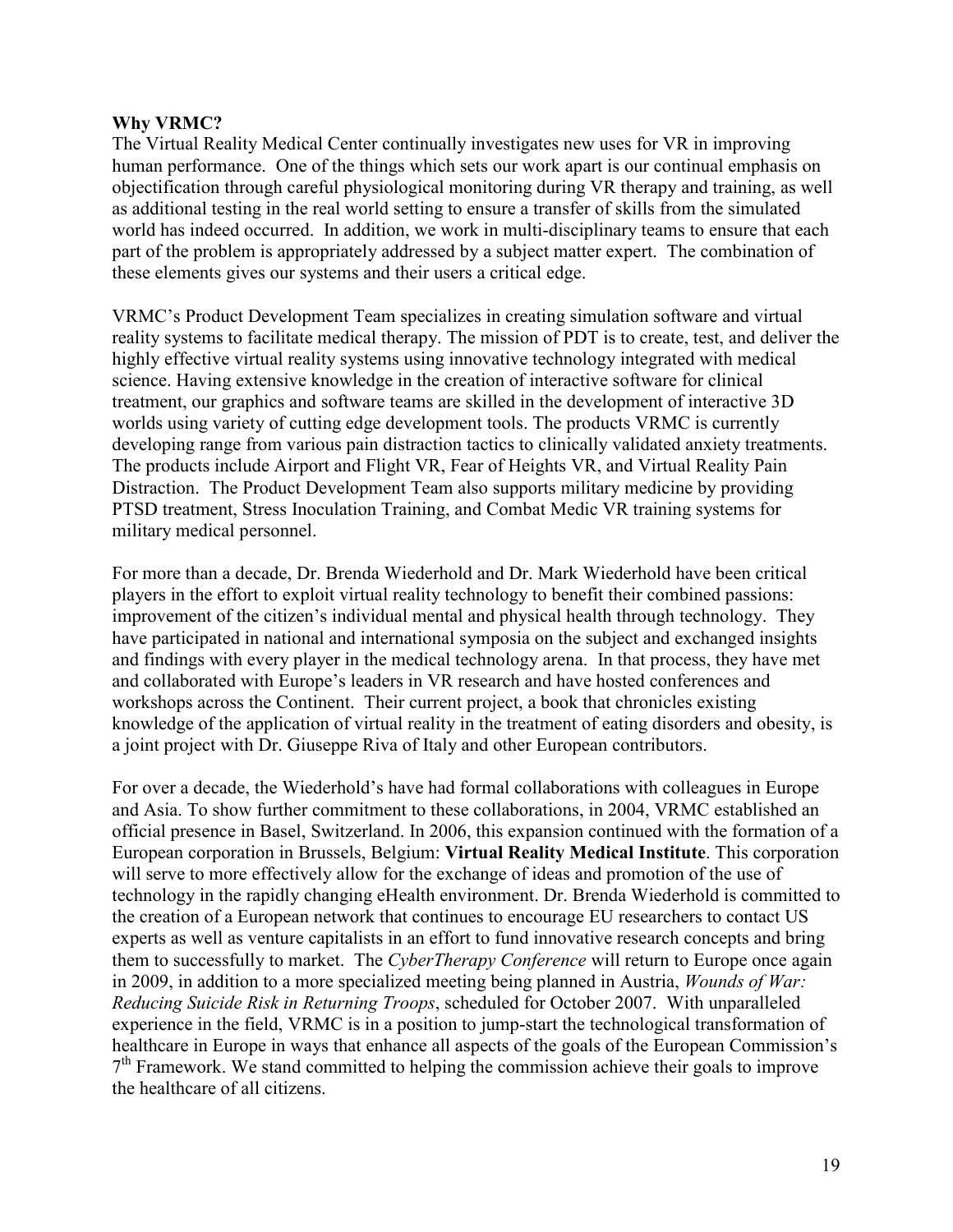**Why VRMC?**

The Virtual Reality Medical Center continually investigates new uses for VR in improving human performance. One of the things which sets our work apart is our continual emphasis on objectification through careful physiological monitoring during VR therapy and training, as well as additional testing in the real world setting to ensure a transfer of skills from the simulated world has indeed occurred. In addition, we work in multi-disciplinary teams to ensure that each part of the problem is appropriately addressed by a subject matter expert. The combination of these elements gives our systems and their users a critical edge.

VRMC's Product Development Team specializes in creating simulation software and virtual reality systems to facilitate medical therapy. The mission of PDT is to create, test, and deliver the highly effective virtual reality systems using innovative technology integrated with medical science. Having extensive knowledge in the creation of interactive software for clinical treatment, our graphics and software teams are skilled in the development of interactive 3D worlds using variety of cutting edge development tools. The products VRMC is currently developing range from various pain distraction tactics to clinically validated anxiety treatments. The products include Airport and Flight VR, Fear of Heights VR, and Virtual Reality Pain Distraction. The Product Development Team also supports military medicine by providing PTSD treatment, Stress Inoculation Training, and Combat Medic VR training systems for military medical personnel.

For more than a decade, Dr. Brenda Wiederhold and Dr. Mark Wiederhold have been critical players in the effort to exploit virtual reality technology to benefit their combined passions: improvement of the citizen's individual mental and physical health through technology. They have participated in national and international symposia on the subject and exchanged insights and findings with every player in the medical technology arena. In that process, they have met and collaborated with Europe's leaders in VR research and have hosted conferences and workshops across the Continent. Their current project, a book that chronicles existing knowledge of the application of virtual reality in the treatment of eating disorders and obesity, is a joint project with Dr. Giuseppe Riva of Italy and other European contributors.

For over a decade, the Wiederhold's have had formal collaborations with colleagues in Europe and Asia. To show further commitment to these collaborations, in 2004, VRMC established an official presence in Basel, Switzerland. In 2006, this expansion continued with the formation of a European corporation in Brussels, Belgium: **Virtual Reality Medical Institute**. This corporation will serve to more effectively allow for the exchange of ideas and promotion of the use of technology in the rapidly changing eHealth environment. Dr. Brenda Wiederhold is committed to the creation of a European network that continues to encourage EU researchers to contact US experts as well as venture capitalists in an effort to fund innovative research concepts and bring them to successfully to market. The *CyberTherapy Conference* will return to Europe once again in 2009, in addition to a more specialized meeting being planned in Austria, *Wounds of War: Reducing Suicide Risk in Returning Troops*, scheduled for October 2007. With unparalleled experience in the field, VRMC is in a position to jump-start the technological transformation of healthcare in Europe in ways that enhance all aspects of the goals of the European Commission's 7th Framework. We stand committed to helping the commission achieve their goals to improve the healthcare of all citizens.